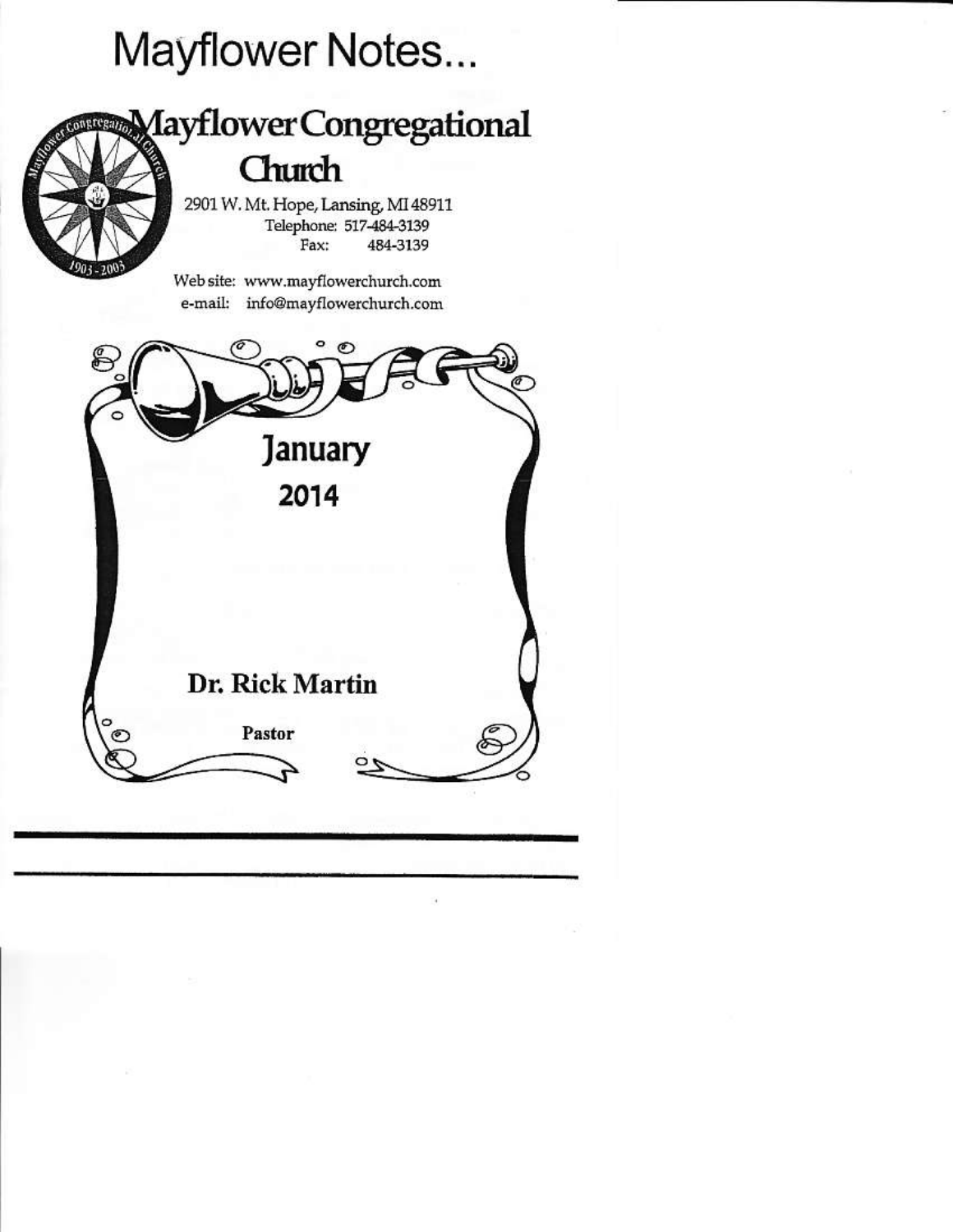# Mayflower Notes...

## Mayflower Congregational Church

2901 W. Mt. Hope, Lansing, MI 48911
Telephone: 517-484-3139
Fax: 484-3139

Web site: www.mayflowerchurch.com
e-mail: info@mayflowerchurch.com

**January**

**2014**

**Dr. Rick Martin**

**Pastor**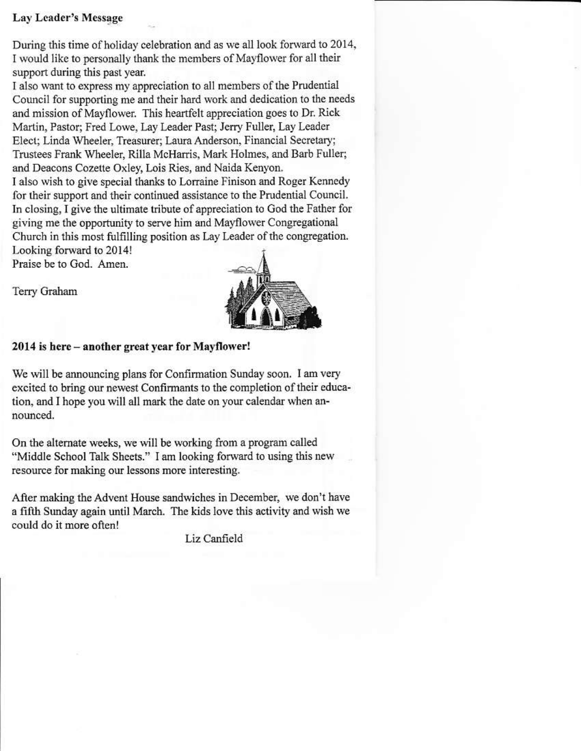**Lay Leader's Message**

During this time of holiday celebration and as we all look forward to 2014, I would like to personally thank the members of Mayflower for all their support during this past year.

I also want to express my appreciation to all members of the Prudential Council for supporting me and their hard work and dedication to the needs and mission of Mayflower. This heartfelt appreciation goes to Dr. Rick Martin, Pastor; Fred Lowe, Lay Leader Past; Jerry Fuller, Lay Leader Elect; Linda Wheeler, Treasurer; Laura Anderson, Financial Secretary; Trustees Frank Wheeler, Rilla McHarris, Mark Holmes, and Barb Fuller; and Deacons Cozette Oxley, Lois Ries, and Naida Kenyon.

I also wish to give special thanks to Lorraine Finison and Roger Kennedy for their support and their continued assistance to the Prudential Council.

In closing, I give the ultimate tribute of appreciation to God the Father for giving me the opportunity to serve him and Mayflower Congregational Church in this most fulfilling position as Lay Leader of the congregation.

Looking forward to 2014!

Praise be to God. Amen.

Terry Graham

**2014 is here – another great year for Mayflower!**

We will be announcing plans for Confirmation Sunday soon. I am very excited to bring our newest Confirmants to the completion of their education, and I hope you will all mark the date on your calendar when announced.

On the alternate weeks, we will be working from a program called "Middle School Talk Sheets." I am looking forward to using this new resource for making our lessons more interesting.

After making the Advent House sandwiches in December, we don't have a fifth Sunday again until March. The kids love this activity and wish we could do it more often!

Liz Canfield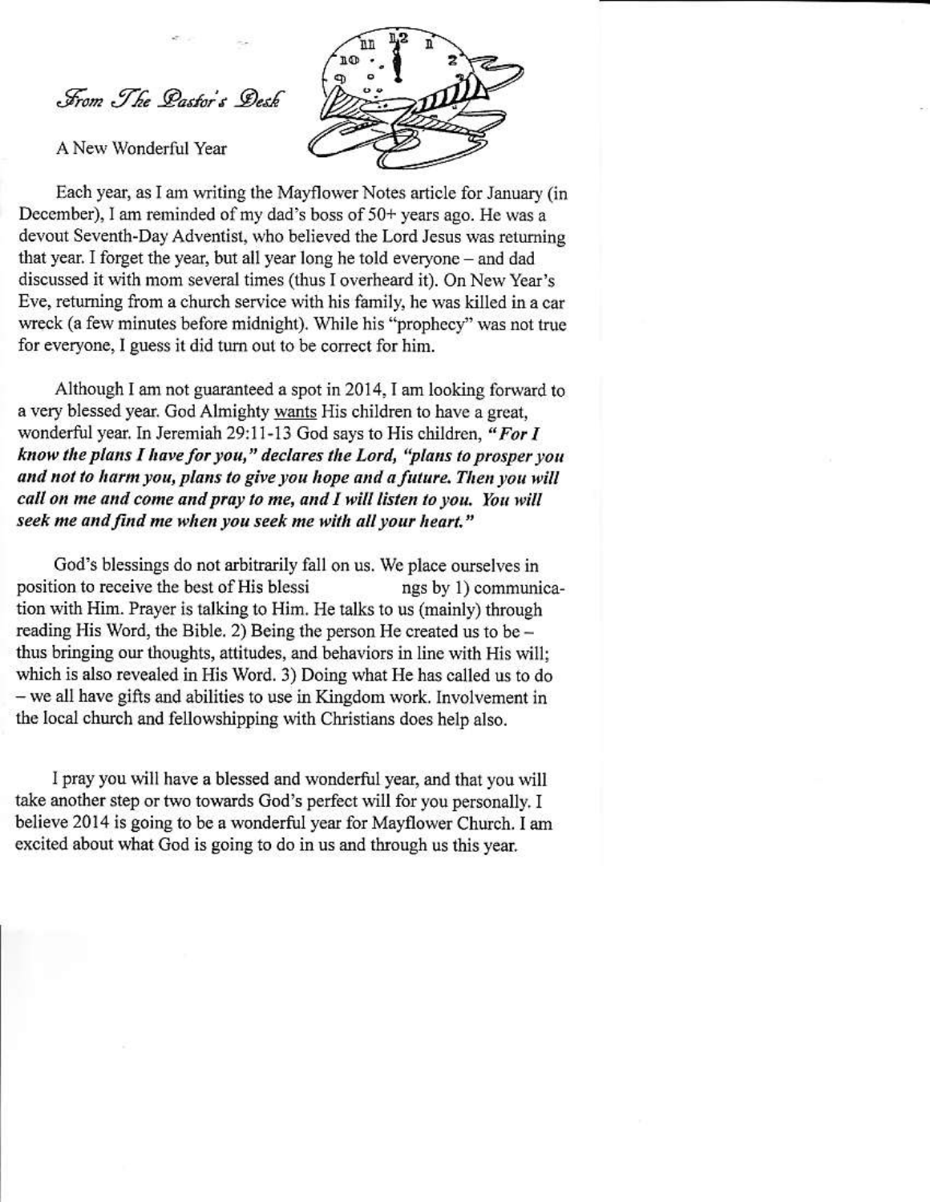*From The Pastor's Desk*

A New Wonderful Year

Each year, as I am writing the Mayflower Notes article for January (in December), I am reminded of my dad's boss of 50+ years ago. He was a devout Seventh-Day Adventist, who believed the Lord Jesus was returning that year. I forget the year, but all year long he told everyone – and dad discussed it with mom several times (thus I overheard it). On New Year's Eve, returning from a church service with his family, he was killed in a car wreck (a few minutes before midnight). While his "prophecy" was not true for everyone, I guess it did turn out to be correct for him.

Although I am not guaranteed a spot in 2014, I am looking forward to a very blessed year. God Almighty wants His children to have a great, wonderful year. In Jeremiah 29:11-13 God says to His children, ***"For I know the plans I have for you," declares the Lord, "plans to prosper you and not to harm you, plans to give you hope and a future. Then you will call on me and come and pray to me, and I will listen to you. You will seek me and find me when you seek me with all your heart."***

God's blessings do not arbitrarily fall on us. We place ourselves in position to receive the best of His blessi ngs by 1) communication with Him. Prayer is talking to Him. He talks to us (mainly) through reading His Word, the Bible. 2) Being the person He created us to be – thus bringing our thoughts, attitudes, and behaviors in line with His will; which is also revealed in His Word. 3) Doing what He has called us to do – we all have gifts and abilities to use in Kingdom work. Involvement in the local church and fellowshipping with Christians does help also.

I pray you will have a blessed and wonderful year, and that you will take another step or two towards God's perfect will for you personally. I believe 2014 is going to be a wonderful year for Mayflower Church. I am excited about what God is going to do in us and through us this year.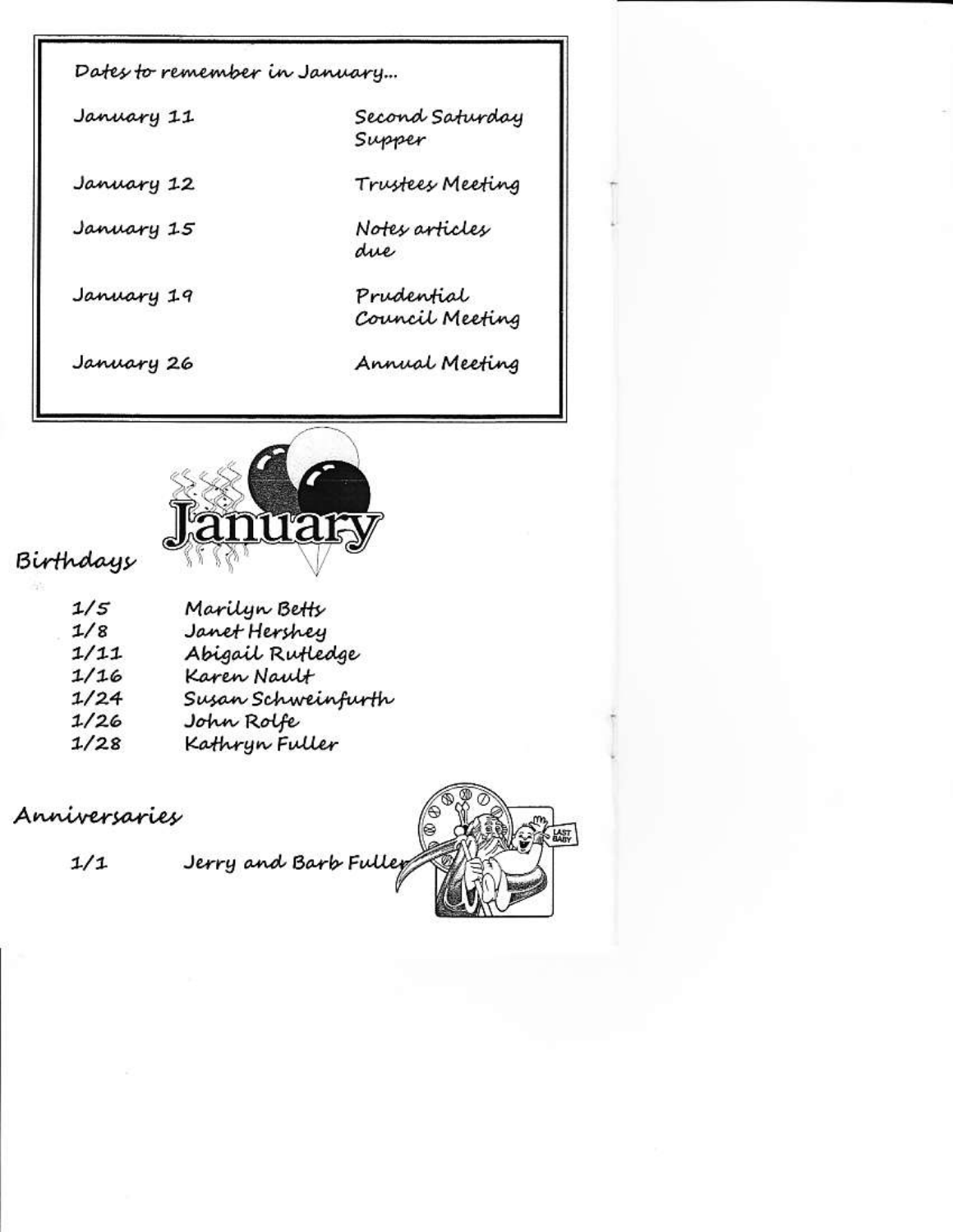## Dates to remember in January...

| | |
|---|---|
| January 11 | Second Saturday Supper |
| January 12 | Trustees Meeting |
| January 15 | Notes articles due |
| January 19 | Prudential Council Meeting |
| January 26 | Annual Meeting |

## January

### Birthdays

| | |
|---|---|
| 1/5 | Marilyn Betts |
| 1/8 | Janet Hershey |
| 1/11 | Abigail Rutledge |
| 1/16 | Karen Nault |
| 1/24 | Susan Schweinfurth |
| 1/26 | John Rolfe |
| 1/28 | Kathryn Fuller |

### Anniversaries

| | |
|---|---|
| 1/1 | Jerry and Barb Fuller |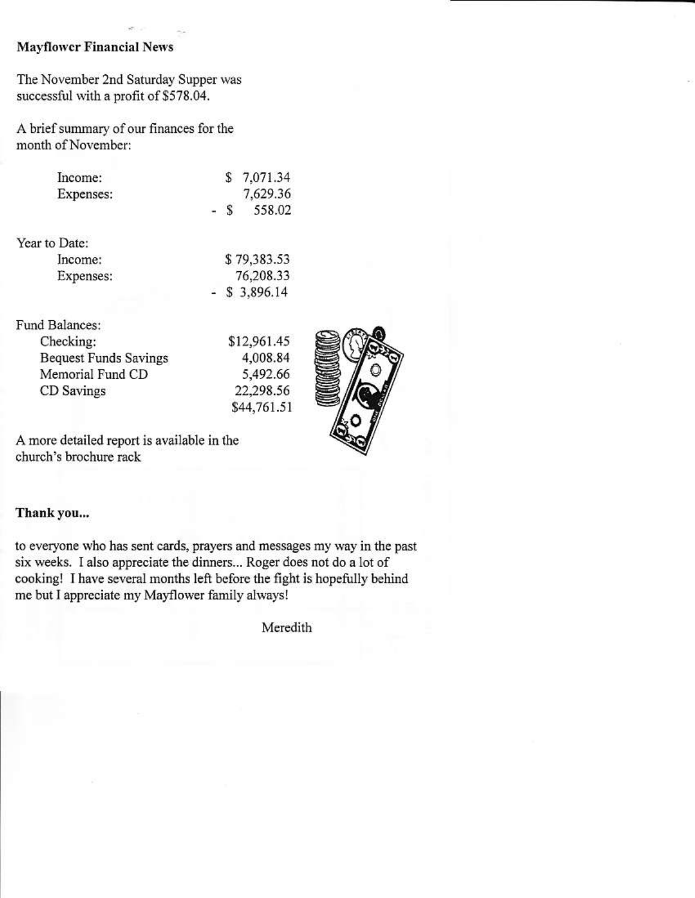**Mayflower Financial News**

The November 2nd Saturday Supper was successful with a profit of $578.04.

A brief summary of our finances for the month of November:

| | |
|---|---|
| Income: | $ 7,071.34 |
| Expenses: | 7,629.36 |
| | - $ 558.02 |

Year to Date:

| | |
|---|---|
| Income: | $ 79,383.53 |
| Expenses: | 76,208.33 |
| | - $ 3,896.14 |

Fund Balances:

| | |
|---|---|
| Checking: | $12,961.45 |
| Bequest Funds Savings | 4,008.84 |
| Memorial Fund CD | 5,492.66 |
| CD Savings | 22,298.56 |
| | $44,761.51 |

A more detailed report is available in the church's brochure rack

**Thank you...**

to everyone who has sent cards, prayers and messages my way in the past six weeks. I also appreciate the dinners... Roger does not do a lot of cooking! I have several months left before the fight is hopefully behind me but I appreciate my Mayflower family always!

Meredith